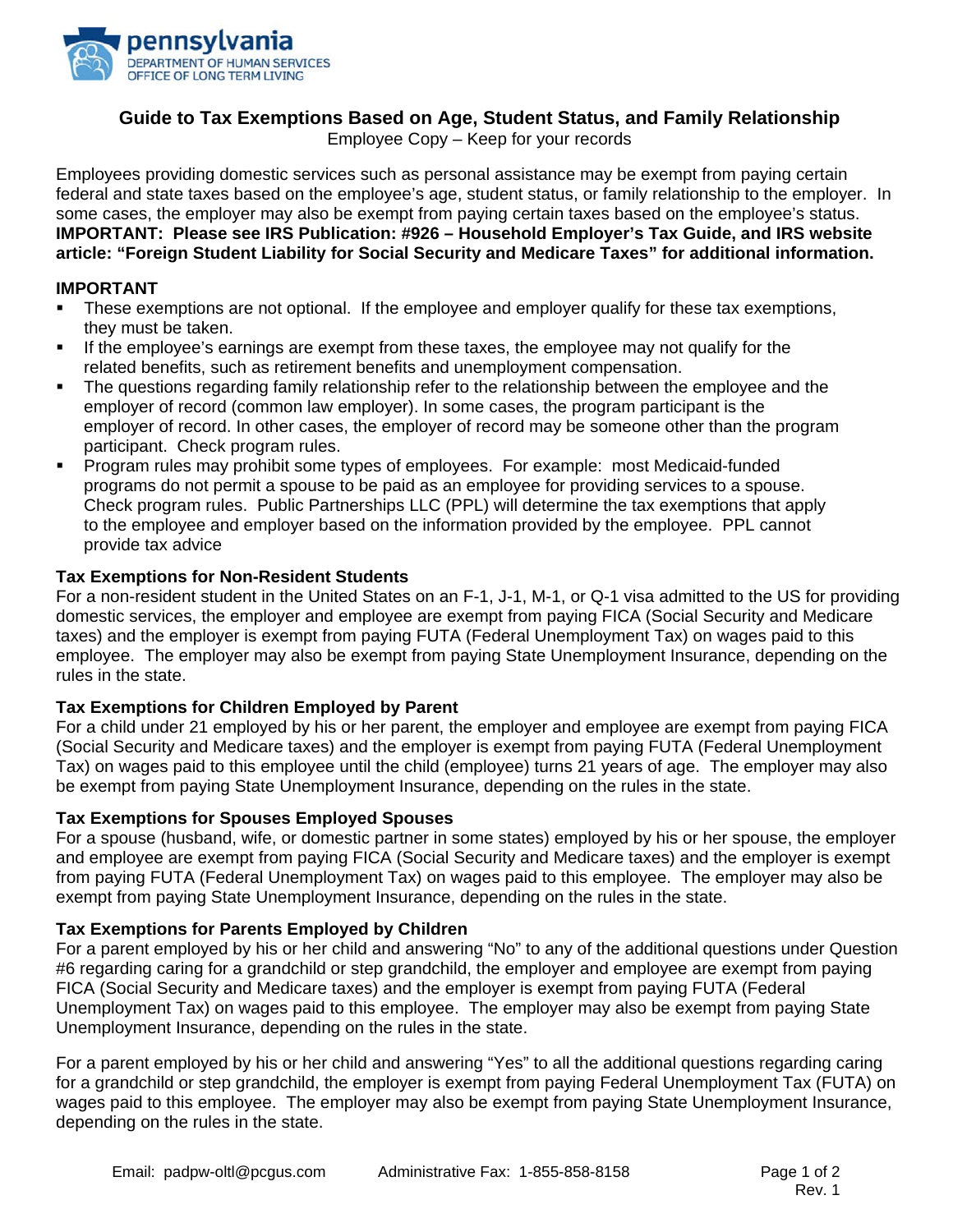pennsylvania
DEPARTMENT OF HUMAN SERVICES
OFFICE OF LONG TERM LIVING

# Guide to Tax Exemptions Based on Age, Student Status, and Family Relationship

Employee Copy – Keep for your records

Employees providing domestic services such as personal assistance may be exempt from paying certain federal and state taxes based on the employee's age, student status, or family relationship to the employer. In some cases, the employer may also be exempt from paying certain taxes based on the employee's status. **IMPORTANT: Please see IRS Publication: #926 – Household Employer's Tax Guide, and IRS website article: "Foreign Student Liability for Social Security and Medicare Taxes" for additional information.**

**IMPORTANT**

- These exemptions are not optional. If the employee and employer qualify for these tax exemptions, they must be taken.
- If the employee's earnings are exempt from these taxes, the employee may not qualify for the related benefits, such as retirement benefits and unemployment compensation.
- The questions regarding family relationship refer to the relationship between the employee and the employer of record (common law employer). In some cases, the program participant is the employer of record. In other cases, the employer of record may be someone other than the program participant. Check program rules.
- Program rules may prohibit some types of employees. For example: most Medicaid-funded programs do not permit a spouse to be paid as an employee for providing services to a spouse. Check program rules. Public Partnerships LLC (PPL) will determine the tax exemptions that apply to the employee and employer based on the information provided by the employee. PPL cannot provide tax advice

**Tax Exemptions for Non-Resident Students**

For a non-resident student in the United States on an F-1, J-1, M-1, or Q-1 visa admitted to the US for providing domestic services, the employer and employee are exempt from paying FICA (Social Security and Medicare taxes) and the employer is exempt from paying FUTA (Federal Unemployment Tax) on wages paid to this employee. The employer may also be exempt from paying State Unemployment Insurance, depending on the rules in the state.

**Tax Exemptions for Children Employed by Parent**

For a child under 21 employed by his or her parent, the employer and employee are exempt from paying FICA (Social Security and Medicare taxes) and the employer is exempt from paying FUTA (Federal Unemployment Tax) on wages paid to this employee until the child (employee) turns 21 years of age. The employer may also be exempt from paying State Unemployment Insurance, depending on the rules in the state.

**Tax Exemptions for Spouses Employed Spouses**

For a spouse (husband, wife, or domestic partner in some states) employed by his or her spouse, the employer and employee are exempt from paying FICA (Social Security and Medicare taxes) and the employer is exempt from paying FUTA (Federal Unemployment Tax) on wages paid to this employee. The employer may also be exempt from paying State Unemployment Insurance, depending on the rules in the state.

**Tax Exemptions for Parents Employed by Children**

For a parent employed by his or her child and answering "No" to any of the additional questions under Question #6 regarding caring for a grandchild or step grandchild, the employer and employee are exempt from paying FICA (Social Security and Medicare taxes) and the employer is exempt from paying FUTA (Federal Unemployment Tax) on wages paid to this employee. The employer may also be exempt from paying State Unemployment Insurance, depending on the rules in the state.

For a parent employed by his or her child and answering "Yes" to all the additional questions regarding caring for a grandchild or step grandchild, the employer is exempt from paying Federal Unemployment Tax (FUTA) on wages paid to this employee. The employer may also be exempt from paying State Unemployment Insurance, depending on the rules in the state.

Email: padpw-oltl@pcgus.com Administrative Fax: 1-855-858-8158

Rev. 1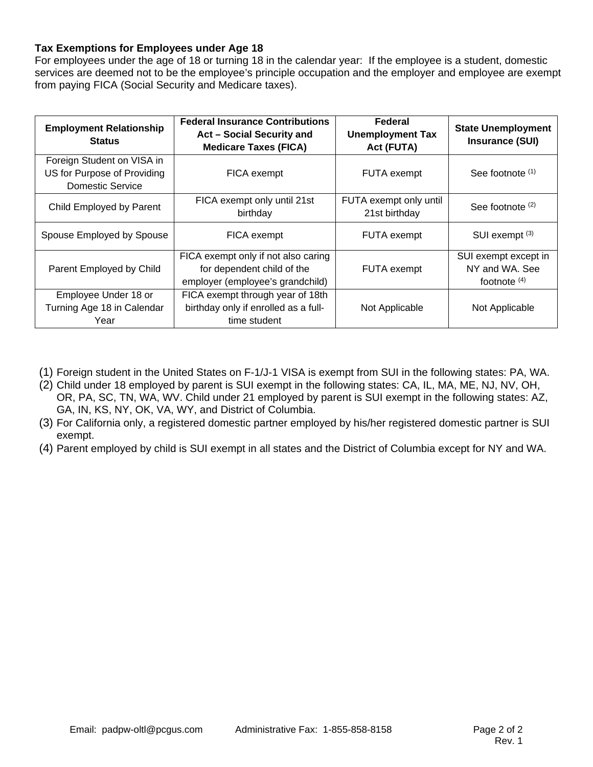**Tax Exemptions for Employees under Age 18**

For employees under the age of 18 or turning 18 in the calendar year: If the employee is a student, domestic services are deemed not to be the employee's principle occupation and the employer and employee are exempt from paying FICA (Social Security and Medicare taxes).

| Employment Relationship Status | Federal Insurance Contributions Act – Social Security and Medicare Taxes (FICA) | Federal Unemployment Tax Act (FUTA) | State Unemployment Insurance (SUI) |
|---|---|---|---|
| Foreign Student on VISA in US for Purpose of Providing Domestic Service | FICA exempt | FUTA exempt | See footnote (1) |
| Child Employed by Parent | FICA exempt only until 21st birthday | FUTA exempt only until 21st birthday | See footnote (2) |
| Spouse Employed by Spouse | FICA exempt | FUTA exempt | SUI exempt (3) |
| Parent Employed by Child | FICA exempt only if not also caring for dependent child of the employer (employee's grandchild) | FUTA exempt | SUI exempt except in NY and WA. See footnote (4) |
| Employee Under 18 or Turning Age 18 in Calendar Year | FICA exempt through year of 18th birthday only if enrolled as a full-time student | Not Applicable | Not Applicable |

(1) Foreign student in the United States on F-1/J-1 VISA is exempt from SUI in the following states: PA, WA.

(2) Child under 18 employed by parent is SUI exempt in the following states: CA, IL, MA, ME, NJ, NV, OH, OR, PA, SC, TN, WA, WV. Child under 21 employed by parent is SUI exempt in the following states: AZ, GA, IN, KS, NY, OK, VA, WY, and District of Columbia.

(3) For California only, a registered domestic partner employed by his/her registered domestic partner is SUI exempt.

(4) Parent employed by child is SUI exempt in all states and the District of Columbia except for NY and WA.

Email: padpw-oltl@pcgus.com Administrative Fax: 1-855-858-8158

Rev. 1